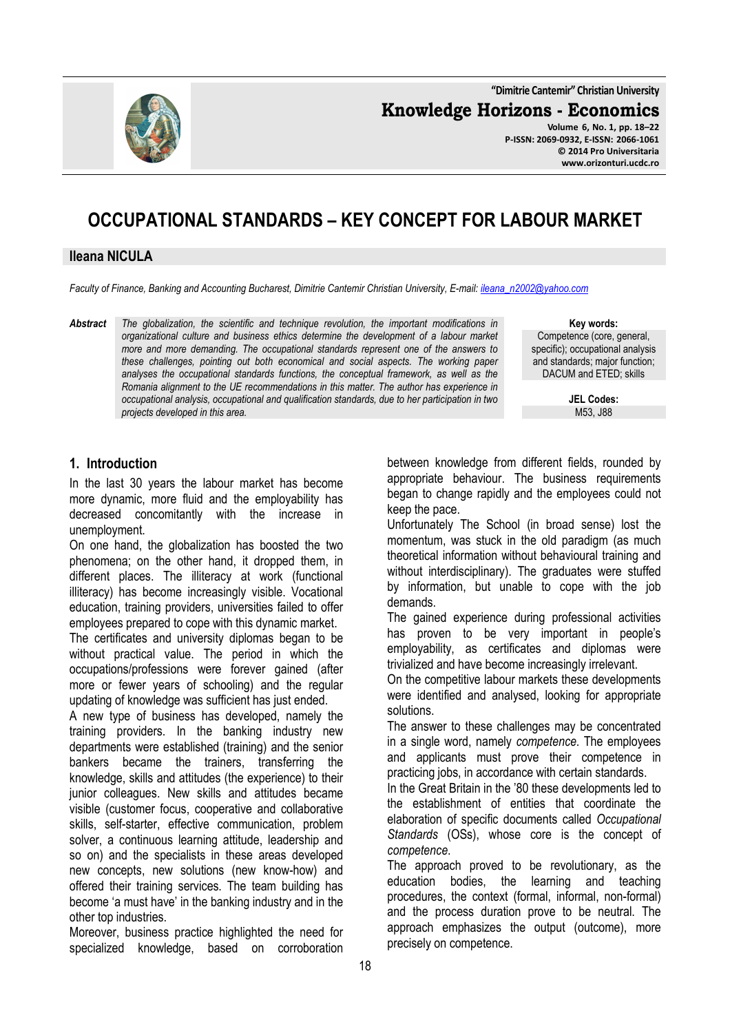# OCCUPATIONAL STANDARDS – KEY CONCEPT FOR LABOUR MARKET

**Ileana NICULA**

*Faculty of Finance, Banking and Accounting Bucharest, Dimitrie Cantemir Christian University, E-mail: ileana_n2002@yahoo.com*

***Abstract*** *The globalization, the scientific and technique revolution, the important modifications in organizational culture and business ethics determine the development of a labour market more and more demanding. The occupational standards represent one of the answers to these challenges, pointing out both economical and social aspects. The working paper analyses the occupational standards functions, the conceptual framework, as well as the Romania alignment to the UE recommendations in this matter. The author has experience in occupational analysis, occupational and qualification standards, due to her participation in two projects developed in this area.*

**Key words:**
Competence (core, general, specific); occupational analysis and standards; major function; DACUM and ETED; skills

**JEL Codes:**
M53, J88

## 1. Introduction

In the last 30 years the labour market has become more dynamic, more fluid and the employability has decreased concomitantly with the increase in unemployment.

On one hand, the globalization has boosted the two phenomena; on the other hand, it dropped them, in different places. The illiteracy at work (functional illiteracy) has become increasingly visible. Vocational education, training providers, universities failed to offer employees prepared to cope with this dynamic market.

The certificates and university diplomas began to be without practical value. The period in which the occupations/professions were forever gained (after more or fewer years of schooling) and the regular updating of knowledge was sufficient has just ended.

A new type of business has developed, namely the training providers. In the banking industry new departments were established (training) and the senior bankers became the trainers, transferring the knowledge, skills and attitudes (the experience) to their junior colleagues. New skills and attitudes became visible (customer focus, cooperative and collaborative skills, self-starter, effective communication, problem solver, a continuous learning attitude, leadership and so on) and the specialists in these areas developed new concepts, new solutions (new know-how) and offered their training services. The team building has become 'a must have' in the banking industry and in the other top industries.

Moreover, business practice highlighted the need for specialized knowledge, based on corroboration between knowledge from different fields, rounded by appropriate behaviour. The business requirements began to change rapidly and the employees could not keep the pace.

Unfortunately The School (in broad sense) lost the momentum, was stuck in the old paradigm (as much theoretical information without behavioural training and without interdisciplinary). The graduates were stuffed by information, but unable to cope with the job demands.

The gained experience during professional activities has proven to be very important in people's employability, as certificates and diplomas were trivialized and have become increasingly irrelevant.

On the competitive labour markets these developments were identified and analysed, looking for appropriate solutions.

The answer to these challenges may be concentrated in a single word, namely *competence*. The employees and applicants must prove their competence in practicing jobs, in accordance with certain standards.

In the Great Britain in the '80 these developments led to the establishment of entities that coordinate the elaboration of specific documents called *Occupational Standards* (OSs), whose core is the concept of *competence*.

The approach proved to be revolutionary, as the education bodies, the learning and teaching procedures, the context (formal, informal, non-formal) and the process duration prove to be neutral. The approach emphasizes the output (outcome), more precisely on competence.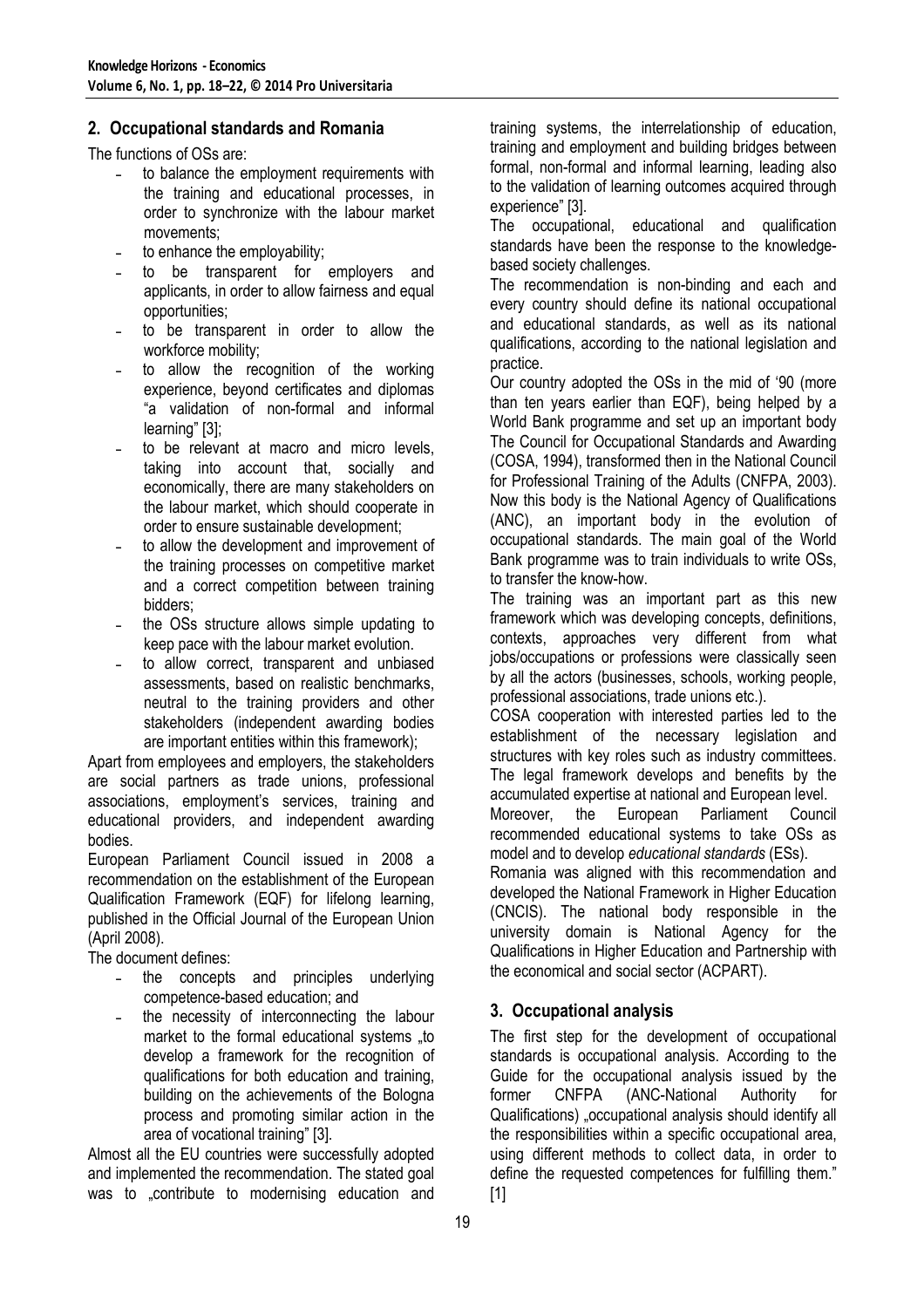## 2. Occupational standards and Romania

The functions of OSs are:

- to balance the employment requirements with the training and educational processes, in order to synchronize with the labour market movements;
- to enhance the employability;
- to be transparent for employers and applicants, in order to allow fairness and equal opportunities;
- to be transparent in order to allow the workforce mobility;
- to allow the recognition of the working experience, beyond certificates and diplomas "a validation of non-formal and informal learning" [3];
- to be relevant at macro and micro levels, taking into account that, socially and economically, there are many stakeholders on the labour market, which should cooperate in order to ensure sustainable development;
- to allow the development and improvement of the training processes on competitive market and a correct competition between training bidders;
- the OSs structure allows simple updating to keep pace with the labour market evolution.
- to allow correct, transparent and unbiased assessments, based on realistic benchmarks, neutral to the training providers and other stakeholders (independent awarding bodies are important entities within this framework);

Apart from employees and employers, the stakeholders are social partners as trade unions, professional associations, employment's services, training and educational providers, and independent awarding bodies.

European Parliament Council issued in 2008 a recommendation on the establishment of the European Qualification Framework (EQF) for lifelong learning, published in the Official Journal of the European Union (April 2008).

The document defines:

- the concepts and principles underlying competence-based education; and
- the necessity of interconnecting the labour market to the formal educational systems „to develop a framework for the recognition of qualifications for both education and training, building on the achievements of the Bologna process and promoting similar action in the area of vocational training" [3].

Almost all the EU countries were successfully adopted and implemented the recommendation. The stated goal was to „contribute to modernising education and training systems, the interrelationship of education, training and employment and building bridges between formal, non-formal and informal learning, leading also to the validation of learning outcomes acquired through experience" [3].

The occupational, educational and qualification standards have been the response to the knowledge-based society challenges.

The recommendation is non-binding and each and every country should define its national occupational and educational standards, as well as its national qualifications, according to the national legislation and practice.

Our country adopted the OSs in the mid of '90 (more than ten years earlier than EQF), being helped by a World Bank programme and set up an important body The Council for Occupational Standards and Awarding (COSA, 1994), transformed then in the National Council for Professional Training of the Adults (CNFPA, 2003). Now this body is the National Agency of Qualifications (ANC), an important body in the evolution of occupational standards. The main goal of the World Bank programme was to train individuals to write OSs, to transfer the know-how.

The training was an important part as this new framework which was developing concepts, definitions, contexts, approaches very different from what jobs/occupations or professions were classically seen by all the actors (businesses, schools, working people, professional associations, trade unions etc.).

COSA cooperation with interested parties led to the establishment of the necessary legislation and structures with key roles such as industry committees. The legal framework develops and benefits by the accumulated expertise at national and European level.

Moreover, the European Parliament Council recommended educational systems to take OSs as model and to develop *educational standards* (ESs).

Romania was aligned with this recommendation and developed the National Framework in Higher Education (CNCIS). The national body responsible in the university domain is National Agency for the Qualifications in Higher Education and Partnership with the economical and social sector (ACPART).

## 3. Occupational analysis

The first step for the development of occupational standards is occupational analysis. According to the Guide for the occupational analysis issued by the former CNFPA (ANC-National Authority for Qualifications) „occupational analysis should identify all the responsibilities within a specific occupational area, using different methods to collect data, in order to define the requested competences for fulfilling them." [1]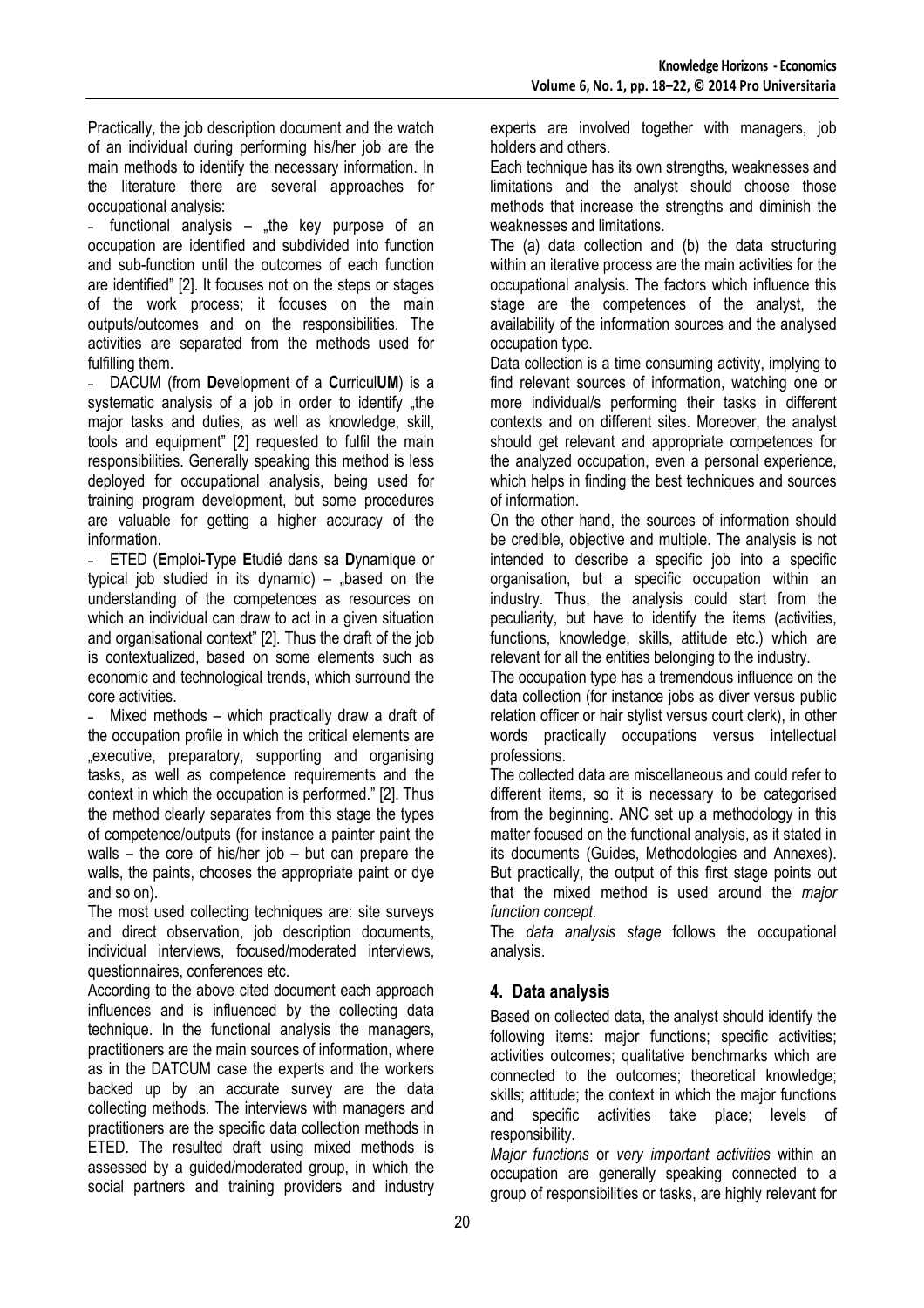Practically, the job description document and the watch of an individual during performing his/her job are the main methods to identify the necessary information. In the literature there are several approaches for occupational analysis:

- functional analysis – „the key purpose of an occupation are identified and subdivided into function and sub-function until the outcomes of each function are identified" [2]. It focuses not on the steps or stages of the work process; it focuses on the main outputs/outcomes and on the responsibilities. The activities are separated from the methods used for fulfilling them.
- DACUM (from **D**evelopment of a **C**urricul**UM**) is a systematic analysis of a job in order to identify „the major tasks and duties, as well as knowledge, skill, tools and equipment" [2] requested to fulfil the main responsibilities. Generally speaking this method is less deployed for occupational analysis, being used for training program development, but some procedures are valuable for getting a higher accuracy of the information.
- ETED (**E**mploi-**T**ype **E**tudié dans sa **D**ynamique or typical job studied in its dynamic) – „based on the understanding of the competences as resources on which an individual can draw to act in a given situation and organisational context" [2]. Thus the draft of the job is contextualized, based on some elements such as economic and technological trends, which surround the core activities.
- Mixed methods – which practically draw a draft of the occupation profile in which the critical elements are „executive, preparatory, supporting and organising tasks, as well as competence requirements and the context in which the occupation is performed." [2]. Thus the method clearly separates from this stage the types of competence/outputs (for instance a painter paint the walls – the core of his/her job – but can prepare the walls, the paints, chooses the appropriate paint or dye and so on).

The most used collecting techniques are: site surveys and direct observation, job description documents, individual interviews, focused/moderated interviews, questionnaires, conferences etc.

According to the above cited document each approach influences and is influenced by the collecting data technique. In the functional analysis the managers, practitioners are the main sources of information, where as in the DATCUM case the experts and the workers backed up by an accurate survey are the data collecting methods. The interviews with managers and practitioners are the specific data collection methods in ETED. The resulted draft using mixed methods is assessed by a guided/moderated group, in which the social partners and training providers and industry experts are involved together with managers, job holders and others.

Each technique has its own strengths, weaknesses and limitations and the analyst should choose those methods that increase the strengths and diminish the weaknesses and limitations.

The (a) data collection and (b) the data structuring within an iterative process are the main activities for the occupational analysis. The factors which influence this stage are the competences of the analyst, the availability of the information sources and the analysed occupation type.

Data collection is a time consuming activity, implying to find relevant sources of information, watching one or more individual/s performing their tasks in different contexts and on different sites. Moreover, the analyst should get relevant and appropriate competences for the analyzed occupation, even a personal experience, which helps in finding the best techniques and sources of information.

On the other hand, the sources of information should be credible, objective and multiple. The analysis is not intended to describe a specific job into a specific organisation, but a specific occupation within an industry. Thus, the analysis could start from the peculiarity, but have to identify the items (activities, functions, knowledge, skills, attitude etc.) which are relevant for all the entities belonging to the industry.

The occupation type has a tremendous influence on the data collection (for instance jobs as diver versus public relation officer or hair stylist versus court clerk), in other words practically occupations versus intellectual professions.

The collected data are miscellaneous and could refer to different items, so it is necessary to be categorised from the beginning. ANC set up a methodology in this matter focused on the functional analysis, as it stated in its documents (Guides, Methodologies and Annexes). But practically, the output of this first stage points out that the mixed method is used around the *major function concept.*

The *data analysis stage* follows the occupational analysis.

## 4. Data analysis

Based on collected data, the analyst should identify the following items: major functions; specific activities; activities outcomes; qualitative benchmarks which are connected to the outcomes; theoretical knowledge; skills; attitude; the context in which the major functions and specific activities take place; levels of responsibility.

*Major functions* or *very important activities* within an occupation are generally speaking connected to a group of responsibilities or tasks, are highly relevant for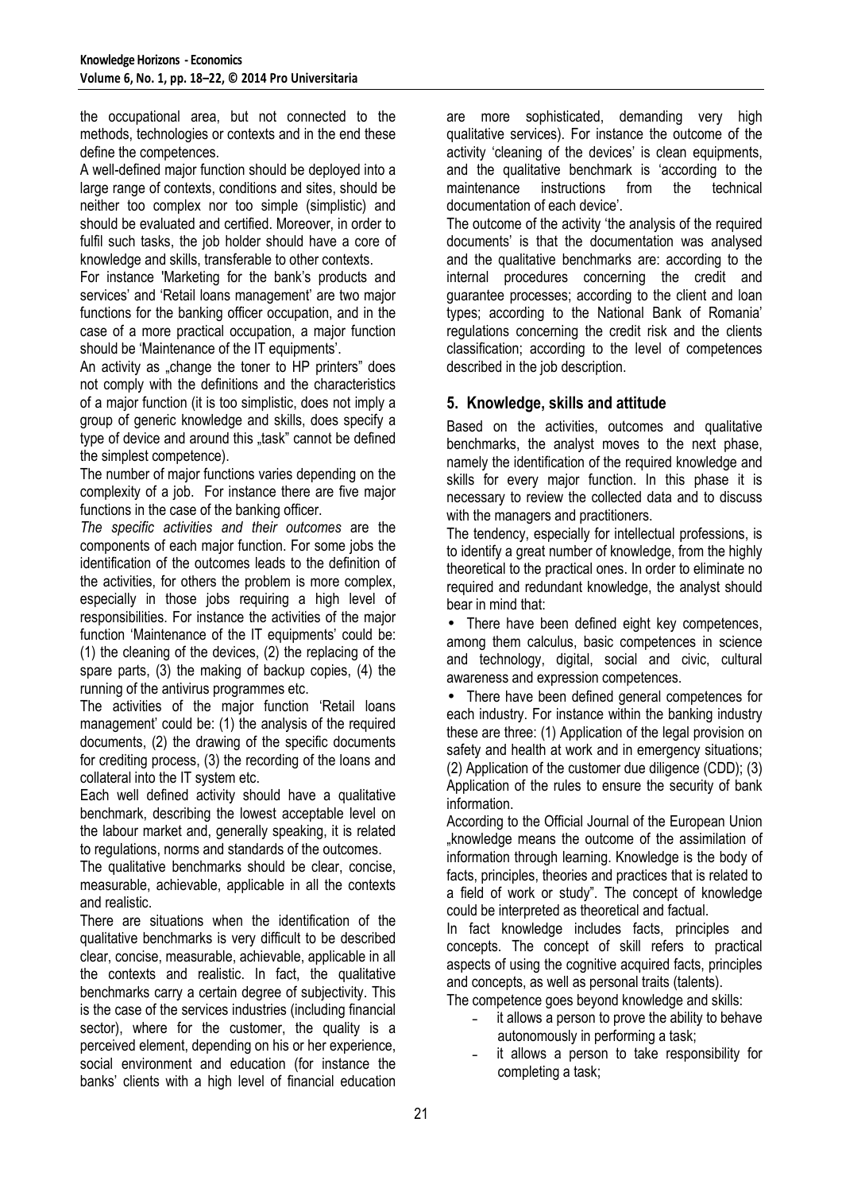the occupational area, but not connected to the methods, technologies or contexts and in the end these define the competences.

A well-defined major function should be deployed into a large range of contexts, conditions and sites, should be neither too complex nor too simple (simplistic) and should be evaluated and certified. Moreover, in order to fulfil such tasks, the job holder should have a core of knowledge and skills, transferable to other contexts.

For instance 'Marketing for the bank's products and services' and 'Retail loans management' are two major functions for the banking officer occupation, and in the case of a more practical occupation, a major function should be 'Maintenance of the IT equipments'.

An activity as „change the toner to HP printers" does not comply with the definitions and the characteristics of a major function (it is too simplistic, does not imply a group of generic knowledge and skills, does specify a type of device and around this „task" cannot be defined the simplest competence).

The number of major functions varies depending on the complexity of a job. For instance there are five major functions in the case of the banking officer.

*The specific activities and their outcomes* are the components of each major function. For some jobs the identification of the outcomes leads to the definition of the activities, for others the problem is more complex, especially in those jobs requiring a high level of responsibilities. For instance the activities of the major function 'Maintenance of the IT equipments' could be: (1) the cleaning of the devices, (2) the replacing of the spare parts, (3) the making of backup copies, (4) the running of the antivirus programmes etc.

The activities of the major function 'Retail loans management' could be: (1) the analysis of the required documents, (2) the drawing of the specific documents for crediting process, (3) the recording of the loans and collateral into the IT system etc.

Each well defined activity should have a qualitative benchmark, describing the lowest acceptable level on the labour market and, generally speaking, it is related to regulations, norms and standards of the outcomes.

The qualitative benchmarks should be clear, concise, measurable, achievable, applicable in all the contexts and realistic.

There are situations when the identification of the qualitative benchmarks is very difficult to be described clear, concise, measurable, achievable, applicable in all the contexts and realistic. In fact, the qualitative benchmarks carry a certain degree of subjectivity. This is the case of the services industries (including financial sector), where for the customer, the quality is a perceived element, depending on his or her experience, social environment and education (for instance the banks' clients with a high level of financial education are more sophisticated, demanding very high qualitative services). For instance the outcome of the activity 'cleaning of the devices' is clean equipments, and the qualitative benchmark is 'according to the maintenance instructions from the technical documentation of each device'.

The outcome of the activity 'the analysis of the required documents' is that the documentation was analysed and the qualitative benchmarks are: according to the internal procedures concerning the credit and guarantee processes; according to the client and loan types; according to the National Bank of Romania' regulations concerning the credit risk and the clients classification; according to the level of competences described in the job description.

## 5. Knowledge, skills and attitude

Based on the activities, outcomes and qualitative benchmarks, the analyst moves to the next phase, namely the identification of the required knowledge and skills for every major function. In this phase it is necessary to review the collected data and to discuss with the managers and practitioners.

The tendency, especially for intellectual professions, is to identify a great number of knowledge, from the highly theoretical to the practical ones. In order to eliminate no required and redundant knowledge, the analyst should bear in mind that:

- There have been defined eight key competences, among them calculus, basic competences in science and technology, digital, social and civic, cultural awareness and expression competences.
- There have been defined general competences for each industry. For instance within the banking industry these are three: (1) Application of the legal provision on safety and health at work and in emergency situations; (2) Application of the customer due diligence (CDD); (3) Application of the rules to ensure the security of bank information.

According to the Official Journal of the European Union „knowledge means the outcome of the assimilation of information through learning. Knowledge is the body of facts, principles, theories and practices that is related to a field of work or study". The concept of knowledge could be interpreted as theoretical and factual.

In fact knowledge includes facts, principles and concepts. The concept of skill refers to practical aspects of using the cognitive acquired facts, principles and concepts, as well as personal traits (talents).

The competence goes beyond knowledge and skills:

- it allows a person to prove the ability to behave autonomously in performing a task;
- it allows a person to take responsibility for completing a task;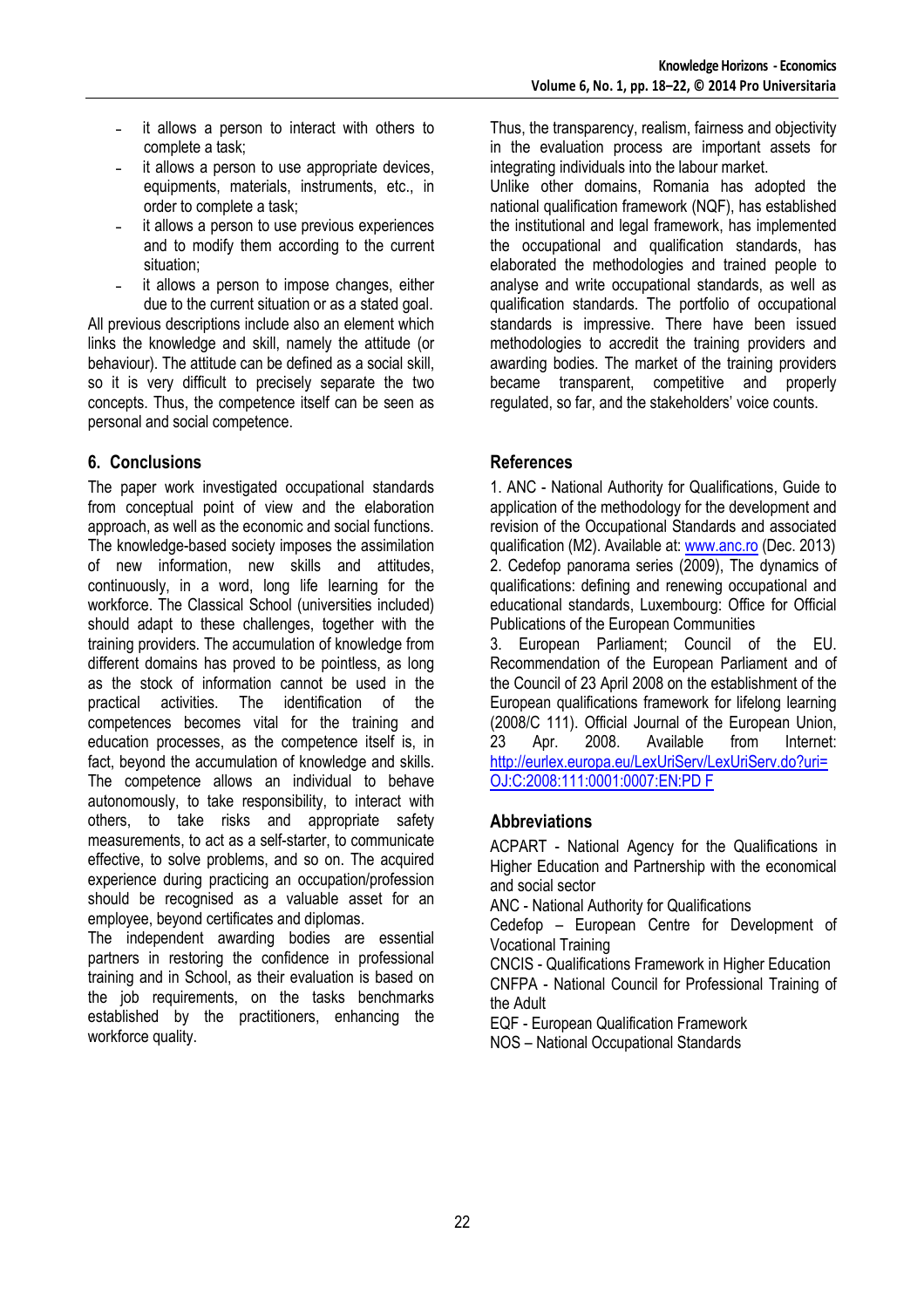- it allows a person to interact with others to complete a task;
- it allows a person to use appropriate devices, equipments, materials, instruments, etc., in order to complete a task;
- it allows a person to use previous experiences and to modify them according to the current situation;
- it allows a person to impose changes, either due to the current situation or as a stated goal.

All previous descriptions include also an element which links the knowledge and skill, namely the attitude (or behaviour). The attitude can be defined as a social skill, so it is very difficult to precisely separate the two concepts. Thus, the competence itself can be seen as personal and social competence.

## 6. Conclusions

The paper work investigated occupational standards from conceptual point of view and the elaboration approach, as well as the economic and social functions. The knowledge-based society imposes the assimilation of new information, new skills and attitudes, continuously, in a word, long life learning for the workforce. The Classical School (universities included) should adapt to these challenges, together with the training providers. The accumulation of knowledge from different domains has proved to be pointless, as long as the stock of information cannot be used in the practical activities. The identification of the competences becomes vital for the training and education processes, as the competence itself is, in fact, beyond the accumulation of knowledge and skills. The competence allows an individual to behave autonomously, to take responsibility, to interact with others, to take risks and appropriate safety measurements, to act as a self-starter, to communicate effective, to solve problems, and so on. The acquired experience during practicing an occupation/profession should be recognised as a valuable asset for an employee, beyond certificates and diplomas.

The independent awarding bodies are essential partners in restoring the confidence in professional training and in School, as their evaluation is based on the job requirements, on the tasks benchmarks established by the practitioners, enhancing the workforce quality.

Thus, the transparency, realism, fairness and objectivity in the evaluation process are important assets for integrating individuals into the labour market.

Unlike other domains, Romania has adopted the national qualification framework (NQF), has established the institutional and legal framework, has implemented the occupational and qualification standards, has elaborated the methodologies and trained people to analyse and write occupational standards, as well as qualification standards. The portfolio of occupational standards is impressive. There have been issued methodologies to accredit the training providers and awarding bodies. The market of the training providers became transparent, competitive and properly regulated, so far, and the stakeholders' voice counts.

## References

1. ANC - National Authority for Qualifications, Guide to application of the methodology for the development and revision of the Occupational Standards and associated qualification (M2). Available at: www.anc.ro (Dec. 2013)
2. Cedefop panorama series (2009), The dynamics of qualifications: defining and renewing occupational and educational standards, Luxembourg: Office for Official Publications of the European Communities
3. European Parliament; Council of the EU. Recommendation of the European Parliament and of the Council of 23 April 2008 on the establishment of the European qualifications framework for lifelong learning (2008/C 111). Official Journal of the European Union, 23 Apr. 2008. Available from Internet: http://eurlex.europa.eu/LexUriServ/LexUriServ.do?uri=OJ:C:2008:111:0001:0007:EN:PD F

## Abbreviations

ACPART - National Agency for the Qualifications in Higher Education and Partnership with the economical and social sector

ANC - National Authority for Qualifications

Cedefop – European Centre for Development of Vocational Training

CNCIS - Qualifications Framework in Higher Education

CNFPA - National Council for Professional Training of the Adult

EQF - European Qualification Framework

NOS – National Occupational Standards